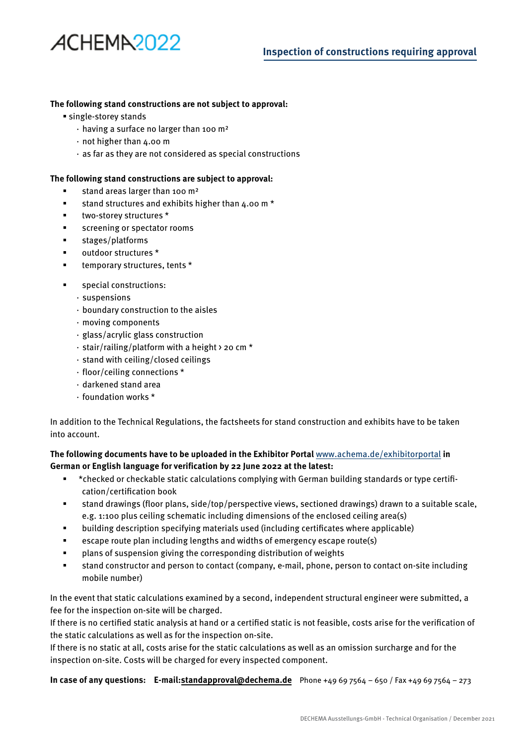ACHEMA2022

## Inspection of constructions requiring approval

**The following stand constructions are not subject to approval:**

- single-storey stands
  - having a surface no larger than 100 m²
  - not higher than 4.00 m
  - as far as they are not considered as special constructions

**The following stand constructions are subject to approval:**

- stand areas larger than 100 m²
- stand structures and exhibits higher than 4.00 m *
- two-storey structures *
- screening or spectator rooms
- stages/platforms
- outdoor structures *
- temporary structures, tents *

- special constructions:
  - suspensions
  - boundary construction to the aisles
  - moving components
  - glass/acrylic glass construction
  - stair/railing/platform with a height > 20 cm *
  - stand with ceiling/closed ceilings
  - floor/ceiling connections *
  - darkened stand area
  - foundation works *

In addition to the Technical Regulations, the factsheets for stand construction and exhibits have to be taken into account.

**The following documents have to be uploaded in the Exhibitor Portal** [www.achema.de/exhibitorportal](http://www.achema.de/exhibitorportal) **in German or English language for verification by 22 June 2022 at the latest:**

- *checked or checkable static calculations complying with German building standards or type certification/certification book
- stand drawings (floor plans, side/top/perspective views, sectioned drawings) drawn to a suitable scale, e.g. 1:100 plus ceiling schematic including dimensions of the enclosed ceiling area(s)
- building description specifying materials used (including certificates where applicable)
- escape route plan including lengths and widths of emergency escape route(s)
- plans of suspension giving the corresponding distribution of weights
- stand constructor and person to contact (company, e-mail, phone, person to contact on-site including mobile number)

In the event that static calculations examined by a second, independent structural engineer were submitted, a fee for the inspection on-site will be charged.
If there is no certified static analysis at hand or a certified static is not feasible, costs arise for the verification of the static calculations as well as for the inspection on-site.
If there is no static at all, costs arise for the static calculations as well as an omission surcharge and for the inspection on-site. Costs will be charged for every inspected component.

**In case of any questions: E-mail:standapproval@dechema.de** Phone +49 69 7564 – 650 / Fax +49 69 7564 – 273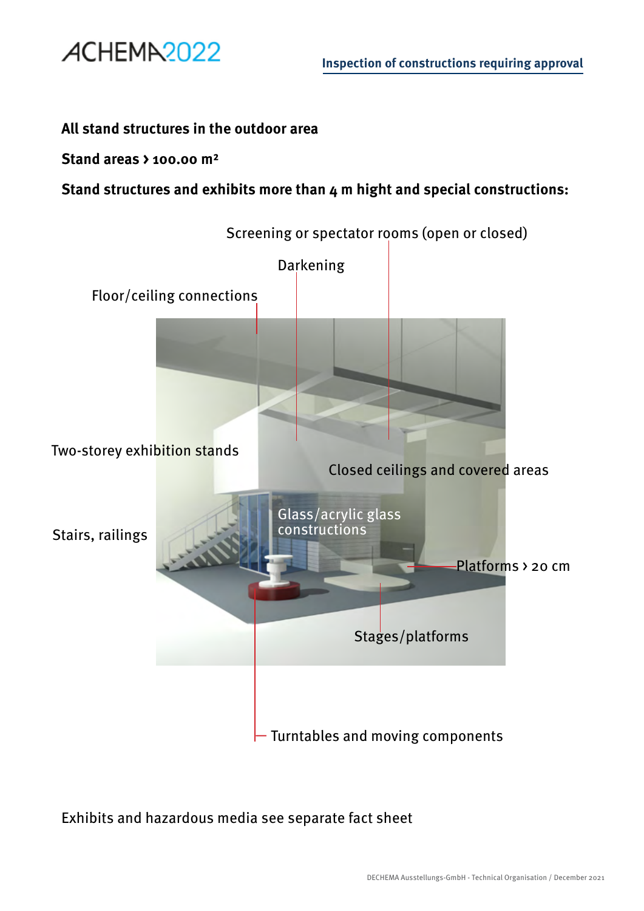**All stand structures in the outdoor area**

**Stand areas › 100.00 m²**

**Stand structures and exhibits more than 4 m hight and special constructions:**

Screening or spectator rooms (open or closed)

Darkening

Floor/ceiling connections

Two-storey exhibition stands

Closed ceilings and covered areas

Glass/acrylic glass constructions

Stairs, railings

Platforms › 20 cm

Stages/platforms

Turntables and moving components

Exhibits and hazardous media see separate fact sheet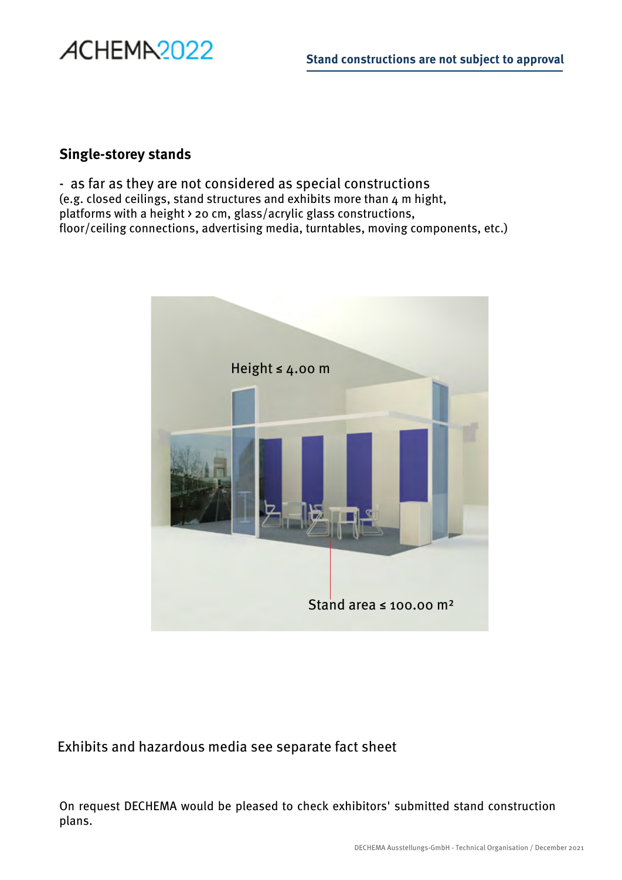Stand constructions are not subject to approval

## Single-storey stands

- as far as they are not considered as special constructions

(e.g. closed ceilings, stand structures and exhibits more than 4 m hight, platforms with a height › 20 cm, glass/acrylic glass constructions, floor/ceiling connections, advertising media, turntables, moving components, etc.)

Height ≤ 4.00 m

Stand area ≤ 100.00 m²

Exhibits and hazardous media see separate fact sheet

On request DECHEMA would be pleased to check exhibitors' submitted stand construction plans.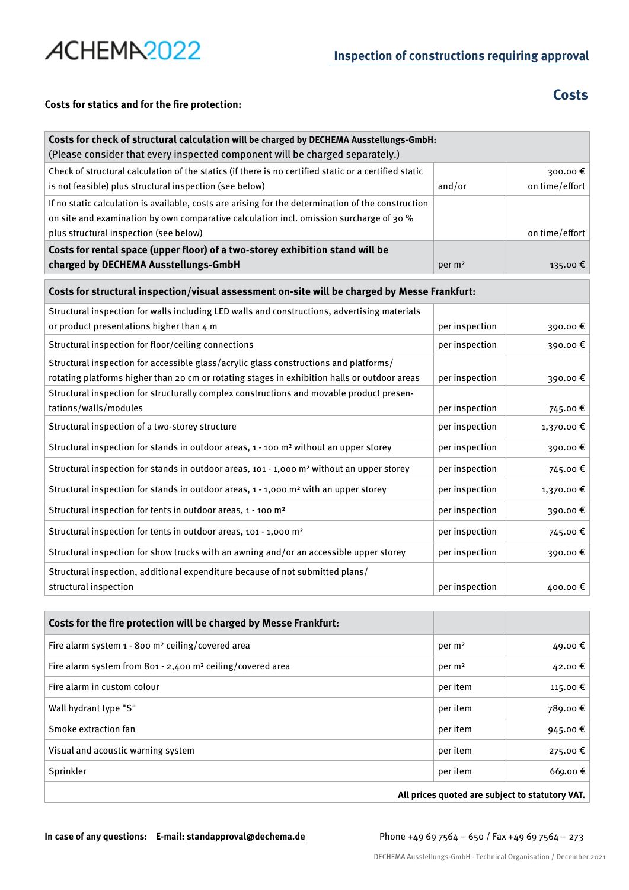ACHEMA2022

## Inspection of constructions requiring approval

## Costs

**Costs for statics and for the fire protection:**

| **Costs for check of structural calculation will be charged by DECHEMA Ausstellungs-GmbH:** (Please consider that every inspected component will be charged separately.) | | |
|---|---|---|
| Check of structural calculation of the statics (if there is no certified static or a certified static is not feasible) plus structural inspection (see below) | and/or | 300.00 € on time/effort |
| If no static calculation is available, costs are arising for the determination of the construction on site and examination by own comparative calculation incl. omission surcharge of 30 % plus structural inspection (see below) | | on time/effort |
| **Costs for rental space (upper floor) of a two-storey exhibition stand will be charged by DECHEMA Ausstellungs-GmbH** | per m² | 135.00 € |

| **Costs for structural inspection/visual assessment on-site will be charged by Messe Frankfurt:** | | |
|---|---|---|
| Structural inspection for walls including LED walls and constructions, advertising materials or product presentations higher than 4 m | per inspection | 390.00 € |
| Structural inspection for floor/ceiling connections | per inspection | 390.00 € |
| Structural inspection for accessible glass/acrylic glass constructions and platforms/rotating platforms higher than 20 cm or rotating stages in exhibition halls or outdoor areas | per inspection | 390.00 € |
| Structural inspection for structurally complex constructions and movable product presentations/walls/modules | per inspection | 745.00 € |
| Structural inspection of a two-storey structure | per inspection | 1,370.00 € |
| Structural inspection for stands in outdoor areas, 1 - 100 m² without an upper storey | per inspection | 390.00 € |
| Structural inspection for stands in outdoor areas, 101 - 1,000 m² without an upper storey | per inspection | 745.00 € |
| Structural inspection for stands in outdoor areas, 1 - 1,000 m² with an upper storey | per inspection | 1,370.00 € |
| Structural inspection for tents in outdoor areas, 1 - 100 m² | per inspection | 390.00 € |
| Structural inspection for tents in outdoor areas, 101 - 1,000 m² | per inspection | 745.00 € |
| Structural inspection for show trucks with an awning and/or an accessible upper storey | per inspection | 390.00 € |
| Structural inspection, additional expenditure because of not submitted plans/structural inspection | per inspection | 400.00 € |

| **Costs for the fire protection will be charged by Messe Frankfurt:** | | |
|---|---|---|
| Fire alarm system 1 - 800 m² ceiling/covered area | per m² | 49.00 € |
| Fire alarm system from 801 - 2,400 m² ceiling/covered area | per m² | 42.00 € |
| Fire alarm in custom colour | per item | 115.00 € |
| Wall hydrant type "S" | per item | 789.00 € |
| Smoke extraction fan | per item | 945.00 € |
| Visual and acoustic warning system | per item | 275.00 € |
| Sprinkler | per item | 669.00 € |

**All prices quoted are subject to statutory VAT.**

**In case of any questions: E-mail: standapproval@dechema.de** Phone +49 69 7564 – 650 / Fax +49 69 7564 – 273

DECHEMA Ausstellungs-GmbH - Technical Organisation / December 2021